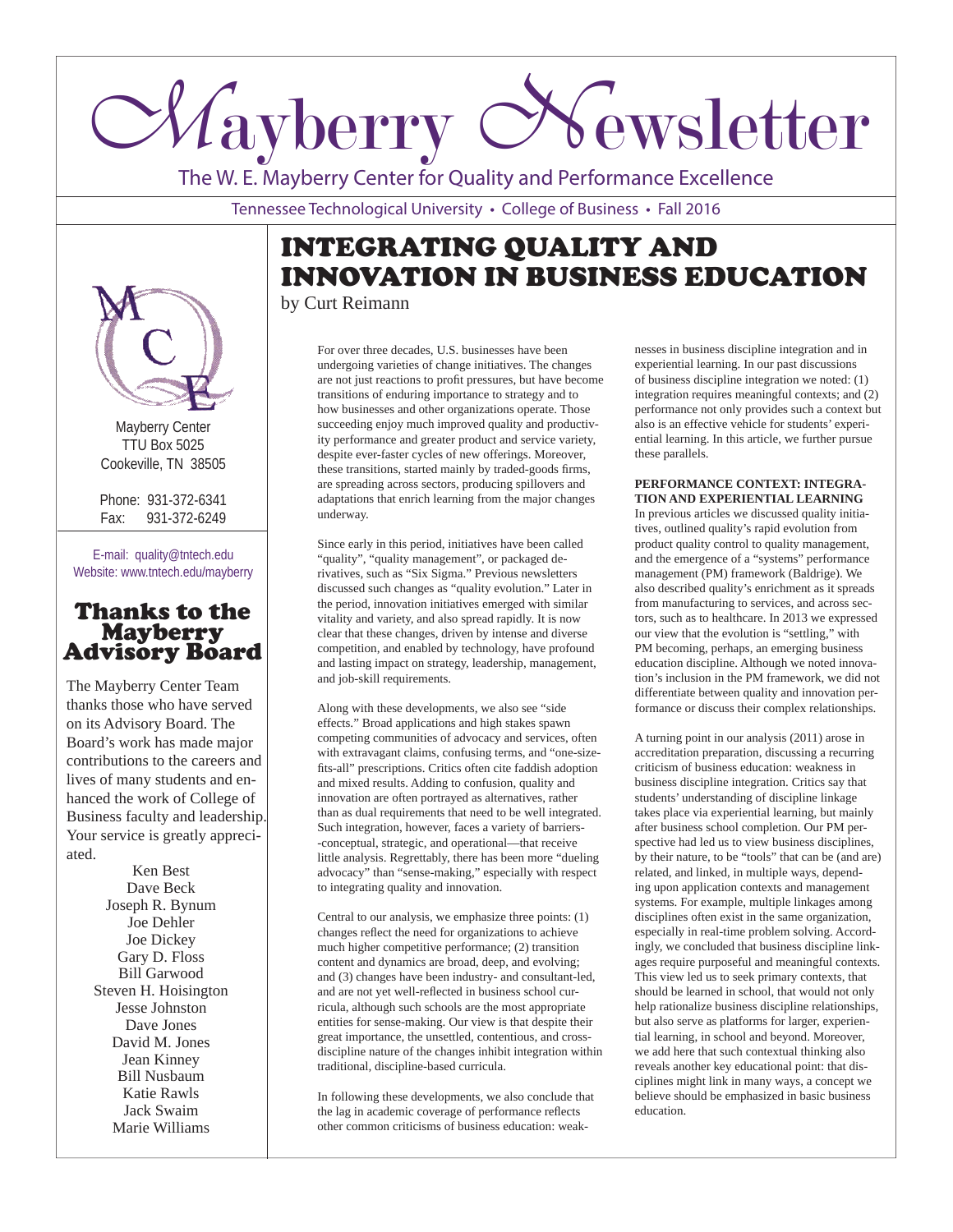# Mayberry Newsletter

The W. E. Mayberry Center for Quality and Performance Excellence

Tennessee Technological University • College of Business • Fall 2016

## INTEGRATING QUALITY AND INNOVATION IN BUSINESS EDUCATION

by Curt Reimann

For over three decades, U.S. businesses have been undergoing varieties of change initiatives. The changes are not just reactions to profit pressures, but have become transitions of enduring importance to strategy and to how businesses and other organizations operate. Those succeeding enjoy much improved quality and productivity performance and greater product and service variety, despite ever-faster cycles of new offerings. Moreover, these transitions, started mainly by traded-goods firms, are spreading across sectors, producing spillovers and adaptations that enrich learning from the major changes underway.

Since early in this period, initiatives have been called "quality", "quality management", or packaged derivatives, such as "Six Sigma." Previous newsletters discussed such changes as "quality evolution." Later in the period, innovation initiatives emerged with similar vitality and variety, and also spread rapidly. It is now clear that these changes, driven by intense and diverse competition, and enabled by technology, have profound and lasting impact on strategy, leadership, management, and job-skill requirements.

Along with these developments, we also see "side effects." Broad applications and high stakes spawn competing communities of advocacy and services, often with extravagant claims, confusing terms, and "one-size-fits-all" prescriptions. Critics often cite faddish adoption and mixed results. Adding to confusion, quality and innovation are often portrayed as alternatives, rather than as dual requirements that need to be well integrated. Such integration, however, faces a variety of barriers--conceptual, strategic, and operational—that receive little analysis. Regrettably, there has been more "dueling advocacy" than "sense-making," especially with respect to integrating quality and innovation.

Central to our analysis, we emphasize three points: (1) changes reflect the need for organizations to achieve much higher competitive performance; (2) transition content and dynamics are broad, deep, and evolving; and (3) changes have been industry- and consultant-led, and are not yet well-reflected in business school curricula, although such schools are the most appropriate entities for sense-making. Our view is that despite their great importance, the unsettled, contentious, and cross-discipline nature of the changes inhibit integration within traditional, discipline-based curricula.

In following these developments, we also conclude that the lag in academic coverage of performance reflects other common criticisms of business education: weaknesses in business discipline integration and in experiential learning. In our past discussions of business discipline integration we noted: (1) integration requires meaningful contexts; and (2) performance not only provides such a context but also is an effective vehicle for students' experiential learning. In this article, we further pursue these parallels.

**PERFORMANCE CONTEXT: INTEGRATION AND EXPERIENTIAL LEARNING**

In previous articles we discussed quality initiatives, outlined quality's rapid evolution from product quality control to quality management, and the emergence of a "systems" performance management (PM) framework (Baldrige). We also described quality's enrichment as it spreads from manufacturing to services, and across sectors, such as to healthcare. In 2013 we expressed our view that the evolution is "settling," with PM becoming, perhaps, an emerging business education discipline. Although we noted innovation's inclusion in the PM framework, we did not differentiate between quality and innovation performance or discuss their complex relationships.

A turning point in our analysis (2011) arose in accreditation preparation, discussing a recurring criticism of business education: weakness in business discipline integration. Critics say that students' understanding of discipline linkage takes place via experiential learning, but mainly after business school completion. Our PM perspective had led us to view business disciplines, by their nature, to be "tools" that can be (and are) related, and linked, in multiple ways, depending upon application contexts and management systems. For example, multiple linkages among disciplines often exist in the same organization, especially in real-time problem solving. Accordingly, we concluded that business discipline linkages require purposeful and meaningful contexts. This view led us to seek primary contexts, that should be learned in school, that would not only help rationalize business discipline relationships, but also serve as platforms for larger, experiential learning, in school and beyond. Moreover, we add here that such contextual thinking also reveals another key educational point: that disciplines might link in many ways, a concept we believe should be emphasized in basic business education.

---

Mayberry Center
TTU Box 5025
Cookeville, TN 38505

Phone: 931-372-6341
Fax: 931-372-6249

E-mail: quality@tntech.edu
Website: www.tntech.edu/mayberry

## Thanks to the Mayberry Advisory Board

The Mayberry Center Team thanks those who have served on its Advisory Board. The Board's work has made major contributions to the careers and lives of many students and enhanced the work of College of Business faculty and leadership. Your service is greatly appreciated.

Ken Best
Dave Beck
Joseph R. Bynum
Joe Dehler
Joe Dickey
Gary D. Floss
Bill Garwood
Steven H. Hoisington
Jesse Johnston
Dave Jones
David M. Jones
Jean Kinney
Bill Nusbaum
Katie Rawls
Jack Swaim
Marie Williams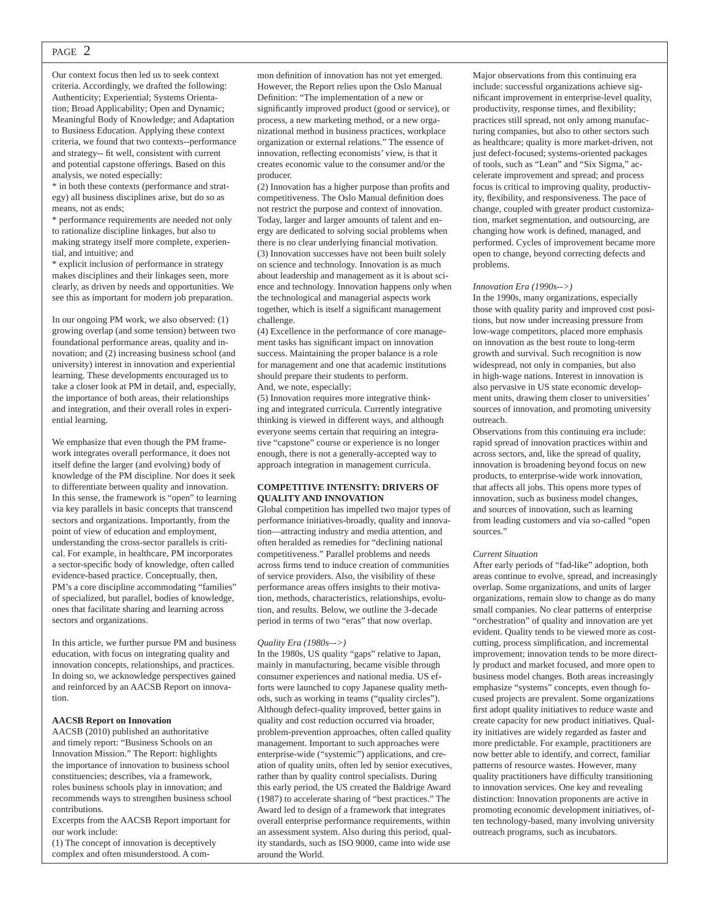Our context focus then led us to seek context criteria. Accordingly, we drafted the following: Authenticity; Experiential; Systems Orientation; Broad Applicability; Open and Dynamic; Meaningful Body of Knowledge; and Adaptation to Business Education. Applying these context criteria, we found that two contexts--performance and strategy-- fit well, consistent with current and potential capstone offerings. Based on this analysis, we noted especially:

* in both these contexts (performance and strategy) all business disciplines arise, but do so as means, not as ends;
* performance requirements are needed not only to rationalize discipline linkages, but also to making strategy itself more complete, experiential, and intuitive; and
* explicit inclusion of performance in strategy makes disciplines and their linkages seen, more clearly, as driven by needs and opportunities. We see this as important for modern job preparation.

In our ongoing PM work, we also observed: (1) growing overlap (and some tension) between two foundational performance areas, quality and innovation; and (2) increasing business school (and university) interest in innovation and experiential learning. These developments encouraged us to take a closer look at PM in detail, and, especially, the importance of both areas, their relationships and integration, and their overall roles in experiential learning.

We emphasize that even though the PM framework integrates overall performance, it does not itself define the larger (and evolving) body of knowledge of the PM discipline. Nor does it seek to differentiate between quality and innovation. In this sense, the framework is "open" to learning via key parallels in basic concepts that transcend sectors and organizations. Importantly, from the point of view of education and employment, understanding the cross-sector parallels is critical. For example, in healthcare, PM incorporates a sector-specific body of knowledge, often called evidence-based practice. Conceptually, then, PM's a core discipline accommodating "families" of specialized, but parallel, bodies of knowledge, ones that facilitate sharing and learning across sectors and organizations.

In this article, we further pursue PM and business education, with focus on integrating quality and innovation concepts, relationships, and practices. In doing so, we acknowledge perspectives gained and reinforced by an AACSB Report on innovation.

**AACSB Report on Innovation**

AACSB (2010) published an authoritative and timely report: "Business Schools on an Innovation Mission." The Report: highlights the importance of innovation to business school constituencies; describes, via a framework, roles business schools play in innovation; and recommends ways to strengthen business school contributions.

Excerpts from the AACSB Report important for our work include:

(1) The concept of innovation is deceptively complex and often misunderstood. A common definition of innovation has not yet emerged. However, the Report relies upon the Oslo Manual Definition: "The implementation of a new or significantly improved product (good or service), or process, a new marketing method, or a new organizational method in business practices, workplace organization or external relations." The essence of innovation, reflecting economists' view, is that it creates economic value to the consumer and/or the producer.

(2) Innovation has a higher purpose than profits and competitiveness. The Oslo Manual definition does not restrict the purpose and context of innovation. Today, larger and larger amounts of talent and energy are dedicated to solving social problems when there is no clear underlying financial motivation.

(3) Innovation successes have not been built solely on science and technology. Innovation is as much about leadership and management as it is about science and technology. Innovation happens only when the technological and managerial aspects work together, which is itself a significant management challenge.

(4) Excellence in the performance of core management tasks has significant impact on innovation success. Maintaining the proper balance is a role for management and one that academic institutions should prepare their students to perform.

And, we note, especially:

(5) Innovation requires more integrative thinking and integrated curricula. Currently integrative thinking is viewed in different ways, and although everyone seems certain that requiring an integrative "capstone" course or experience is no longer enough, there is not a generally-accepted way to approach integration in management curricula.

**COMPETITIVE INTENSITY: DRIVERS OF QUALITY AND INNOVATION**

Global competition has impelled two major types of performance initiatives-broadly, quality and innovation—attracting industry and media attention, and often heralded as remedies for "declining national competitiveness." Parallel problems and needs across firms tend to induce creation of communities of service providers. Also, the visibility of these performance areas offers insights to their motivation, methods, characteristics, relationships, evolution, and results. Below, we outline the 3-decade period in terms of two "eras" that now overlap.

*Quality Era (1980s-->)*

In the 1980s, US quality "gaps" relative to Japan, mainly in manufacturing, became visible through consumer experiences and national media. US efforts were launched to copy Japanese quality methods, such as working in teams ("quality circles"). Although defect-quality improved, better gains in quality and cost reduction occurred via broader, problem-prevention approaches, often called quality management. Important to such approaches were enterprise-wide ("systemic") applications, and creation of quality units, often led by senior executives, rather than by quality control specialists. During this early period, the US created the Baldrige Award (1987) to accelerate sharing of "best practices." The Award led to design of a framework that integrates overall enterprise performance requirements, within an assessment system. Also during this period, quality standards, such as ISO 9000, came into wide use around the World.

Major observations from this continuing era include: successful organizations achieve significant improvement in enterprise-level quality, productivity, response times, and flexibility; practices still spread, not only among manufacturing companies, but also to other sectors such as healthcare; quality is more market-driven, not just defect-focused; systems-oriented packages of tools, such as "Lean" and "Six Sigma," accelerate improvement and spread; and process focus is critical to improving quality, productivity, flexibility, and responsiveness. The pace of change, coupled with greater product customization, market segmentation, and outsourcing, are changing how work is defined, managed, and performed. Cycles of improvement became more open to change, beyond correcting defects and problems.

*Innovation Era (1990s-->)*

In the 1990s, many organizations, especially those with quality parity and improved cost positions, but now under increasing pressure from low-wage competitors, placed more emphasis on innovation as the best route to long-term growth and survival. Such recognition is now widespread, not only in companies, but also in high-wage nations. Interest in innovation is also pervasive in US state economic development units, drawing them closer to universities' sources of innovation, and promoting university outreach.

Observations from this continuing era include: rapid spread of innovation practices within and across sectors, and, like the spread of quality, innovation is broadening beyond focus on new products, to enterprise-wide work innovation, that affects all jobs. This opens more types of innovation, such as business model changes, and sources of innovation, such as learning from leading customers and via so-called "open sources."

*Current Situation*

After early periods of "fad-like" adoption, both areas continue to evolve, spread, and increasingly overlap. Some organizations, and units of larger organizations, remain slow to change as do many small companies. No clear patterns of enterprise "orchestration" of quality and innovation are yet evident. Quality tends to be viewed more as cost-cutting, process simplification, and incremental improvement; innovation tends to be more directly product and market focused, and more open to business model changes. Both areas increasingly emphasize "systems" concepts, even though focused projects are prevalent. Some organizations first adopt quality initiatives to reduce waste and create capacity for new product initiatives. Quality initiatives are widely regarded as faster and more predictable. For example, practitioners are now better able to identify, and correct, familiar patterns of resource wastes. However, many quality practitioners have difficulty transitioning to innovation services. One key and revealing distinction: Innovation proponents are active in promoting economic development initiatives, often technology-based, many involving university outreach programs, such as incubators.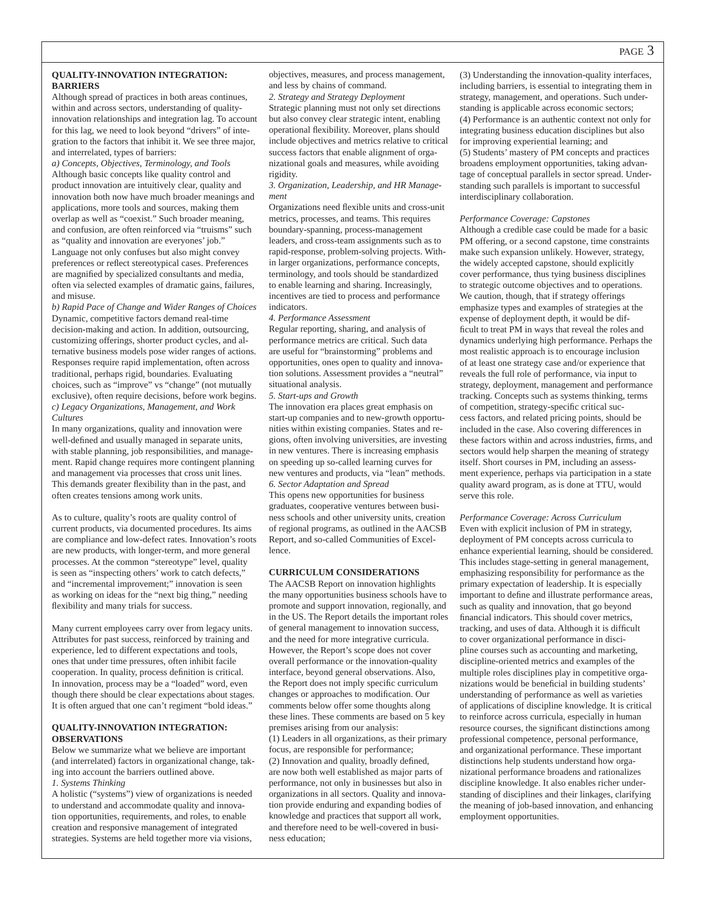## QUALITY-INNOVATION INTEGRATION: BARRIERS

Although spread of practices in both areas continues, within and across sectors, understanding of quality-innovation relationships and integration lag. To account for this lag, we need to look beyond "drivers" of integration to the factors that inhibit it. We see three major, and interrelated, types of barriers:

*a) Concepts, Objectives, Terminology, and Tools*

Although basic concepts like quality control and product innovation are intuitively clear, quality and innovation both now have much broader meanings and applications, more tools and sources, making them overlap as well as "coexist." Such broader meaning, and confusion, are often reinforced via "truisms" such as "quality and innovation are everyones' job." Language not only confuses but also might convey preferences or reflect stereotypical cases. Preferences are magnified by specialized consultants and media, often via selected examples of dramatic gains, failures, and misuse.

*b) Rapid Pace of Change and Wider Ranges of Choices*

Dynamic, competitive factors demand real-time decision-making and action. In addition, outsourcing, customizing offerings, shorter product cycles, and alternative business models pose wider ranges of actions. Responses require rapid implementation, often across traditional, perhaps rigid, boundaries. Evaluating choices, such as "improve" vs "change" (not mutually exclusive), often require decisions, before work begins.

*c) Legacy Organizations, Management, and Work Cultures*

In many organizations, quality and innovation were well-defined and usually managed in separate units, with stable planning, job responsibilities, and management. Rapid change requires more contingent planning and management via processes that cross unit lines. This demands greater flexibility than in the past, and often creates tensions among work units.

As to culture, quality's roots are quality control of current products, via documented procedures. Its aims are compliance and low-defect rates. Innovation's roots are new products, with longer-term, and more general processes. At the common "stereotype" level, quality is seen as "inspecting others' work to catch defects," and "incremental improvement;" innovation is seen as working on ideas for the "next big thing," needing flexibility and many trials for success.

Many current employees carry over from legacy units. Attributes for past success, reinforced by training and experience, led to different expectations and tools, ones that under time pressures, often inhibit facile cooperation. In quality, process definition is critical. In innovation, process may be a "loaded" word, even though there should be clear expectations about stages. It is often argued that one can't regiment "bold ideas."

## QUALITY-INNOVATION INTEGRATION: OBSERVATIONS

Below we summarize what we believe are important (and interrelated) factors in organizational change, taking into account the barriers outlined above.

*1. Systems Thinking*

A holistic ("systems") view of organizations is needed to understand and accommodate quality and innovation opportunities, requirements, and roles, to enable creation and responsive management of integrated strategies. Systems are held together more via visions, objectives, measures, and process management, and less by chains of command.

*2. Strategy and Strategy Deployment*

Strategic planning must not only set directions but also convey clear strategic intent, enabling operational flexibility. Moreover, plans should include objectives and metrics relative to critical success factors that enable alignment of organizational goals and measures, while avoiding rigidity.

*3. Organization, Leadership, and HR Management*

Organizations need flexible units and cross-unit metrics, processes, and teams. This requires boundary-spanning, process-management leaders, and cross-team assignments such as to rapid-response, problem-solving projects. Within larger organizations, performance concepts, terminology, and tools should be standardized to enable learning and sharing. Increasingly, incentives are tied to process and performance indicators.

*4. Performance Assessment*

Regular reporting, sharing, and analysis of performance metrics are critical. Such data are useful for "brainstorming" problems and opportunities, ones open to quality and innovation solutions. Assessment provides a "neutral" situational analysis.

*5. Start-ups and Growth*

The innovation era places great emphasis on start-up companies and to new-growth opportunities within existing companies. States and regions, often involving universities, are investing in new ventures. There is increasing emphasis on speeding up so-called learning curves for new ventures and products, via "lean" methods.

*6. Sector Adaptation and Spread*

This opens new opportunities for business graduates, cooperative ventures between business schools and other university units, creation of regional programs, as outlined in the AACSB Report, and so-called Communities of Excellence.

## CURRICULUM CONSIDERATIONS

The AACSB Report on innovation highlights the many opportunities business schools have to promote and support innovation, regionally, and in the US. The Report details the important roles of general management to innovation success, and the need for more integrative curricula. However, the Report's scope does not cover overall performance or the innovation-quality interface, beyond general observations. Also, the Report does not imply specific curriculum changes or approaches to modification. Our comments below offer some thoughts along these lines. These comments are based on 5 key premises arising from our analysis:

(1) Leaders in all organizations, as their primary focus, are responsible for performance;
(2) Innovation and quality, broadly defined, are now both well established as major parts of performance, not only in businesses but also in organizations in all sectors. Quality and innovation provide enduring and expanding bodies of knowledge and practices that support all work, and therefore need to be well-covered in business education;
(3) Understanding the innovation-quality interfaces, including barriers, is essential to integrating them in strategy, management, and operations. Such understanding is applicable across economic sectors;
(4) Performance is an authentic context not only for integrating business education disciplines but also for improving experiential learning; and
(5) Students' mastery of PM concepts and practices broadens employment opportunities, taking advantage of conceptual parallels in sector spread. Understanding such parallels is important to successful interdisciplinary collaboration.

*Performance Coverage: Capstones*

Although a credible case could be made for a basic PM offering, or a second capstone, time constraints make such expansion unlikely. However, strategy, the widely accepted capstone, should explicitly cover performance, thus tying business disciplines to strategic outcome objectives and to operations. We caution, though, that if strategy offerings emphasize types and examples of strategies at the expense of deployment depth, it would be difficult to treat PM in ways that reveal the roles and dynamics underlying high performance. Perhaps the most realistic approach is to encourage inclusion of at least one strategy case and/or experience that reveals the full role of performance, via input to strategy, deployment, management and performance tracking. Concepts such as systems thinking, terms of competition, strategy-specific critical success factors, and related pricing points, should be included in the case. Also covering differences in these factors within and across industries, firms, and sectors would help sharpen the meaning of strategy itself. Short courses in PM, including an assessment experience, perhaps via participation in a state quality award program, as is done at TTU, would serve this role.

*Performance Coverage: Across Curriculum*

Even with explicit inclusion of PM in strategy, deployment of PM concepts across curricula to enhance experiential learning, should be considered. This includes stage-setting in general management, emphasizing responsibility for performance as the primary expectation of leadership. It is especially important to define and illustrate performance areas, such as quality and innovation, that go beyond financial indicators. This should cover metrics, tracking, and uses of data. Although it is difficult to cover organizational performance in discipline courses such as accounting and marketing, discipline-oriented metrics and examples of the multiple roles disciplines play in competitive organizations would be beneficial in building students' understanding of performance as well as varieties of applications of discipline knowledge. It is critical to reinforce across curricula, especially in human resource courses, the significant distinctions among professional competence, personal performance, and organizational performance. These important distinctions help students understand how organizational performance broadens and rationalizes discipline knowledge. It also enables richer understanding of disciplines and their linkages, clarifying the meaning of job-based innovation, and enhancing employment opportunities.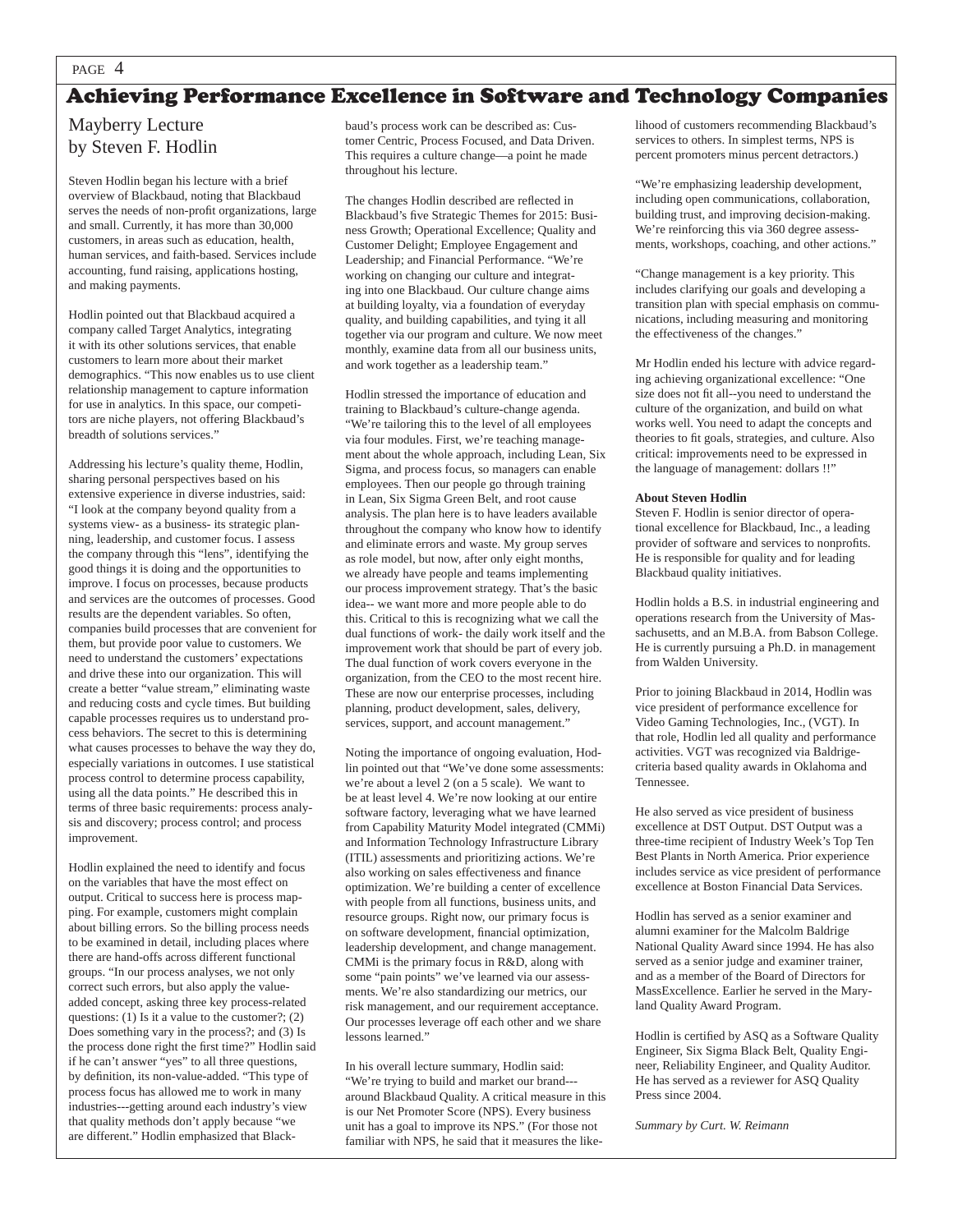# Achieving Performance Excellence in Software and Technology Companies

## Mayberry Lecture by Steven F. Hodlin

Steven Hodlin began his lecture with a brief overview of Blackbaud, noting that Blackbaud serves the needs of non-profit organizations, large and small. Currently, it has more than 30,000 customers, in areas such as education, health, human services, and faith-based. Services include accounting, fund raising, applications hosting, and making payments.

Hodlin pointed out that Blackbaud acquired a company called Target Analytics, integrating it with its other solutions services, that enable customers to learn more about their market demographics. "This now enables us to use client relationship management to capture information for use in analytics. In this space, our competitors are niche players, not offering Blackbaud's breadth of solutions services."

Addressing his lecture's quality theme, Hodlin, sharing personal perspectives based on his extensive experience in diverse industries, said: "I look at the company beyond quality from a systems view- as a business- its strategic planning, leadership, and customer focus. I assess the company through this "lens", identifying the good things it is doing and the opportunities to improve. I focus on processes, because products and services are the outcomes of processes. Good results are the dependent variables. So often, companies build processes that are convenient for them, but provide poor value to customers. We need to understand the customers' expectations and drive these into our organization. This will create a better "value stream," eliminating waste and reducing costs and cycle times. But building capable processes requires us to understand process behaviors. The secret to this is determining what causes processes to behave the way they do, especially variations in outcomes. I use statistical process control to determine process capability, using all the data points." He described this in terms of three basic requirements: process analysis and discovery; process control; and process improvement.

Hodlin explained the need to identify and focus on the variables that have the most effect on output. Critical to success here is process mapping. For example, customers might complain about billing errors. So the billing process needs to be examined in detail, including places where there are hand-offs across different functional groups. "In our process analyses, we not only correct such errors, but also apply the value-added concept, asking three key process-related questions: (1) Is it a value to the customer?; (2) Does something vary in the process?; and (3) Is the process done right the first time?" Hodlin said if he can't answer "yes" to all three questions, by definition, its non-value-added. "This type of process focus has allowed me to work in many industries---getting around each industry's view that quality methods don't apply because "we are different." Hodlin emphasized that Blackbaud's process work can be described as: Customer Centric, Process Focused, and Data Driven. This requires a culture change—a point he made throughout his lecture.

The changes Hodlin described are reflected in Blackbaud's five Strategic Themes for 2015: Business Growth; Operational Excellence; Quality and Customer Delight; Employee Engagement and Leadership; and Financial Performance. "We're working on changing our culture and integrating into one Blackbaud. Our culture change aims at building loyalty, via a foundation of everyday quality, and building capabilities, and tying it all together via our program and culture. We now meet monthly, examine data from all our business units, and work together as a leadership team."

Hodlin stressed the importance of education and training to Blackbaud's culture-change agenda. "We're tailoring this to the level of all employees via four modules. First, we're teaching management about the whole approach, including Lean, Six Sigma, and process focus, so managers can enable employees. Then our people go through training in Lean, Six Sigma Green Belt, and root cause analysis. The plan here is to have leaders available throughout the company who know how to identify and eliminate errors and waste. My group serves as role model, but now, after only eight months, we already have people and teams implementing our process improvement strategy. That's the basic idea-- we want more and more people able to do this. Critical to this is recognizing what we call the dual functions of work- the daily work itself and the improvement work that should be part of every job. The dual function of work covers everyone in the organization, from the CEO to the most recent hire. These are now our enterprise processes, including planning, product development, sales, delivery, services, support, and account management."

Noting the importance of ongoing evaluation, Hodlin pointed out that "We've done some assessments: we're about a level 2 (on a 5 scale). We want to be at least level 4. We're now looking at our entire software factory, leveraging what we have learned from Capability Maturity Model integrated (CMMi) and Information Technology Infrastructure Library (ITIL) assessments and prioritizing actions. We're also working on sales effectiveness and finance optimization. We're building a center of excellence with people from all functions, business units, and resource groups. Right now, our primary focus is on software development, financial optimization, leadership development, and change management. CMMi is the primary focus in R&D, along with some "pain points" we've learned via our assessments. We're also standardizing our metrics, our risk management, and our requirement acceptance. Our processes leverage off each other and we share lessons learned."

In his overall lecture summary, Hodlin said: "We're trying to build and market our brand---around Blackbaud Quality. A critical measure in this is our Net Promoter Score (NPS). Every business unit has a goal to improve its NPS." (For those not familiar with NPS, he said that it measures the likelihood of customers recommending Blackbaud's services to others. In simplest terms, NPS is percent promoters minus percent detractors.)

"We're emphasizing leadership development, including open communications, collaboration, building trust, and improving decision-making. We're reinforcing this via 360 degree assessments, workshops, coaching, and other actions."

"Change management is a key priority. This includes clarifying our goals and developing a transition plan with special emphasis on communications, including measuring and monitoring the effectiveness of the changes."

Mr Hodlin ended his lecture with advice regarding achieving organizational excellence: "One size does not fit all--you need to understand the culture of the organization, and build on what works well. You need to adapt the concepts and theories to fit goals, strategies, and culture. Also critical: improvements need to be expressed in the language of management: dollars !!"

**About Steven Hodlin**

Steven F. Hodlin is senior director of operational excellence for Blackbaud, Inc., a leading provider of software and services to nonprofits. He is responsible for quality and for leading Blackbaud quality initiatives.

Hodlin holds a B.S. in industrial engineering and operations research from the University of Massachusetts, and an M.B.A. from Babson College. He is currently pursuing a Ph.D. in management from Walden University.

Prior to joining Blackbaud in 2014, Hodlin was vice president of performance excellence for Video Gaming Technologies, Inc., (VGT). In that role, Hodlin led all quality and performance activities. VGT was recognized via Baldrige-criteria based quality awards in Oklahoma and Tennessee.

He also served as vice president of business excellence at DST Output. DST Output was a three-time recipient of Industry Week's Top Ten Best Plants in North America. Prior experience includes service as vice president of performance excellence at Boston Financial Data Services.

Hodlin has served as a senior examiner and alumni examiner for the Malcolm Baldrige National Quality Award since 1994. He has also served as a senior judge and examiner trainer, and as a member of the Board of Directors for MassExcellence. Earlier he served in the Maryland Quality Award Program.

Hodlin is certified by ASQ as a Software Quality Engineer, Six Sigma Black Belt, Quality Engineer, Reliability Engineer, and Quality Auditor. He has served as a reviewer for ASQ Quality Press since 2004.

*Summary by Curt. W. Reimann*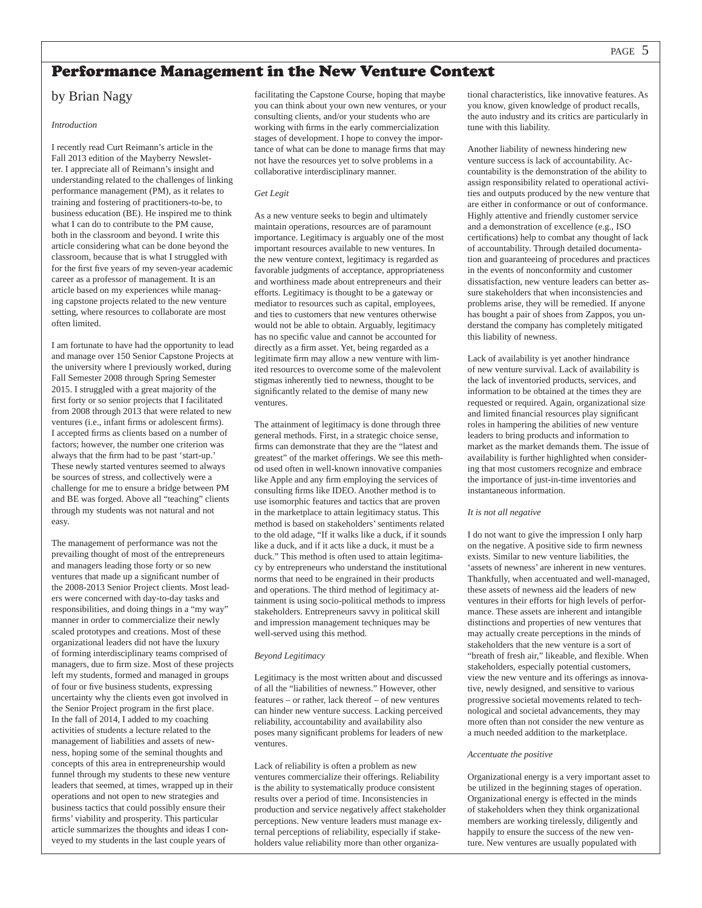# Performance Management in the New Venture Context

by Brian Nagy

*Introduction*

I recently read Curt Reimann's article in the Fall 2013 edition of the Mayberry Newsletter. I appreciate all of Reimann's insight and understanding related to the challenges of linking performance management (PM), as it relates to training and fostering of practitioners-to-be, to business education (BE). He inspired me to think what I can do to contribute to the PM cause, both in the classroom and beyond. I write this article considering what can be done beyond the classroom, because that is what I struggled with for the first five years of my seven-year academic career as a professor of management. It is an article based on my experiences while managing capstone projects related to the new venture setting, where resources to collaborate are most often limited.

I am fortunate to have had the opportunity to lead and manage over 150 Senior Capstone Projects at the university where I previously worked, during Fall Semester 2008 through Spring Semester 2015. I struggled with a great majority of the first forty or so senior projects that I facilitated from 2008 through 2013 that were related to new ventures (i.e., infant firms or adolescent firms). I accepted firms as clients based on a number of factors; however, the number one criterion was always that the firm had to be past 'start-up.' These newly started ventures seemed to always be sources of stress, and collectively were a challenge for me to ensure a bridge between PM and BE was forged. Above all "teaching" clients through my students was not natural and not easy.

The management of performance was not the prevailing thought of most of the entrepreneurs and managers leading those forty or so new ventures that made up a significant number of the 2008-2013 Senior Project clients. Most leaders were concerned with day-to-day tasks and responsibilities, and doing things in a "my way" manner in order to commercialize their newly scaled prototypes and creations. Most of these organizational leaders did not have the luxury of forming interdisciplinary teams comprised of managers, due to firm size. Most of these projects left my students, formed and managed in groups of four or five business students, expressing uncertainty why the clients even got involved in the Senior Project program in the first place. In the fall of 2014, I added to my coaching activities of students a lecture related to the management of liabilities and assets of newness, hoping some of the seminal thoughts and concepts of this area in entrepreneurship would funnel through my students to these new venture leaders that seemed, at times, wrapped up in their operations and not open to new strategies and business tactics that could possibly ensure their firms' viability and prosperity. This particular article summarizes the thoughts and ideas I conveyed to my students in the last couple years of facilitating the Capstone Course, hoping that maybe you can think about your own new ventures, or your consulting clients, and/or your students who are working with firms in the early commercialization stages of development. I hope to convey the importance of what can be done to manage firms that may not have the resources yet to solve problems in a collaborative interdisciplinary manner.

*Get Legit*

As a new venture seeks to begin and ultimately maintain operations, resources are of paramount importance. Legitimacy is arguably one of the most important resources available to new ventures. In the new venture context, legitimacy is regarded as favorable judgments of acceptance, appropriateness and worthiness made about entrepreneurs and their efforts. Legitimacy is thought to be a gateway or mediator to resources such as capital, employees, and ties to customers that new ventures otherwise would not be able to obtain. Arguably, legitimacy has no specific value and cannot be accounted for directly as a firm asset. Yet, being regarded as a legitimate firm may allow a new venture with limited resources to overcome some of the malevolent stigmas inherently tied to newness, thought to be significantly related to the demise of many new ventures.

The attainment of legitimacy is done through three general methods. First, in a strategic choice sense, firms can demonstrate that they are the "latest and greatest" of the market offerings. We see this method used often in well-known innovative companies like Apple and any firm employing the services of consulting firms like IDEO. Another method is to use isomorphic features and tactics that are proven in the marketplace to attain legitimacy status. This method is based on stakeholders' sentiments related to the old adage, "If it walks like a duck, if it sounds like a duck, and if it acts like a duck, it must be a duck." This method is often used to attain legitimacy by entrepreneurs who understand the institutional norms that need to be engrained in their products and operations. The third method of legitimacy attainment is using socio-political methods to impress stakeholders. Entrepreneurs savvy in political skill and impression management techniques may be well-served using this method.

*Beyond Legitimacy*

Legitimacy is the most written about and discussed of all the "liabilities of newness." However, other features – or rather, lack thereof – of new ventures can hinder new venture success. Lacking perceived reliability, accountability and availability also poses many significant problems for leaders of new ventures.

Lack of reliability is often a problem as new ventures commercialize their offerings. Reliability is the ability to systematically produce consistent results over a period of time. Inconsistencies in production and service negatively affect stakeholder perceptions. New venture leaders must manage external perceptions of reliability, especially if stakeholders value reliability more than other organizational characteristics, like innovative features. As you know, given knowledge of product recalls, the auto industry and its critics are particularly in tune with this liability.

Another liability of newness hindering new venture success is lack of accountability. Accountability is the demonstration of the ability to assign responsibility related to operational activities and outputs produced by the new venture that are either in conformance or out of conformance. Highly attentive and friendly customer service and a demonstration of excellence (e.g., ISO certifications) help to combat any thought of lack of accountability. Through detailed documentation and guaranteeing of procedures and practices in the events of nonconformity and customer dissatisfaction, new venture leaders can better assure stakeholders that when inconsistencies and problems arise, they will be remedied. If anyone has bought a pair of shoes from Zappos, you understand the company has completely mitigated this liability of newness.

Lack of availability is yet another hindrance of new venture survival. Lack of availability is the lack of inventoried products, services, and information to be obtained at the times they are requested or required. Again, organizational size and limited financial resources play significant roles in hampering the abilities of new venture leaders to bring products and information to market as the market demands them. The issue of availability is further highlighted when considering that most customers recognize and embrace the importance of just-in-time inventories and instantaneous information.

*It is not all negative*

I do not want to give the impression I only harp on the negative. A positive side to firm newness exists. Similar to new venture liabilities, the 'assets of newness' are inherent in new ventures. Thankfully, when accentuated and well-managed, these assets of newness aid the leaders of new ventures in their efforts for high levels of performance. These assets are inherent and intangible distinctions and properties of new ventures that may actually create perceptions in the minds of stakeholders that the new venture is a sort of "breath of fresh air," likeable, and flexible. When stakeholders, especially potential customers, view the new venture and its offerings as innovative, newly designed, and sensitive to various progressive societal movements related to technological and societal advancements, they may more often than not consider the new venture as a much needed addition to the marketplace.

*Accentuate the positive*

Organizational energy is a very important asset to be utilized in the beginning stages of operation. Organizational energy is effected in the minds of stakeholders when they think organizational members are working tirelessly, diligently and happily to ensure the success of the new venture. New ventures are usually populated with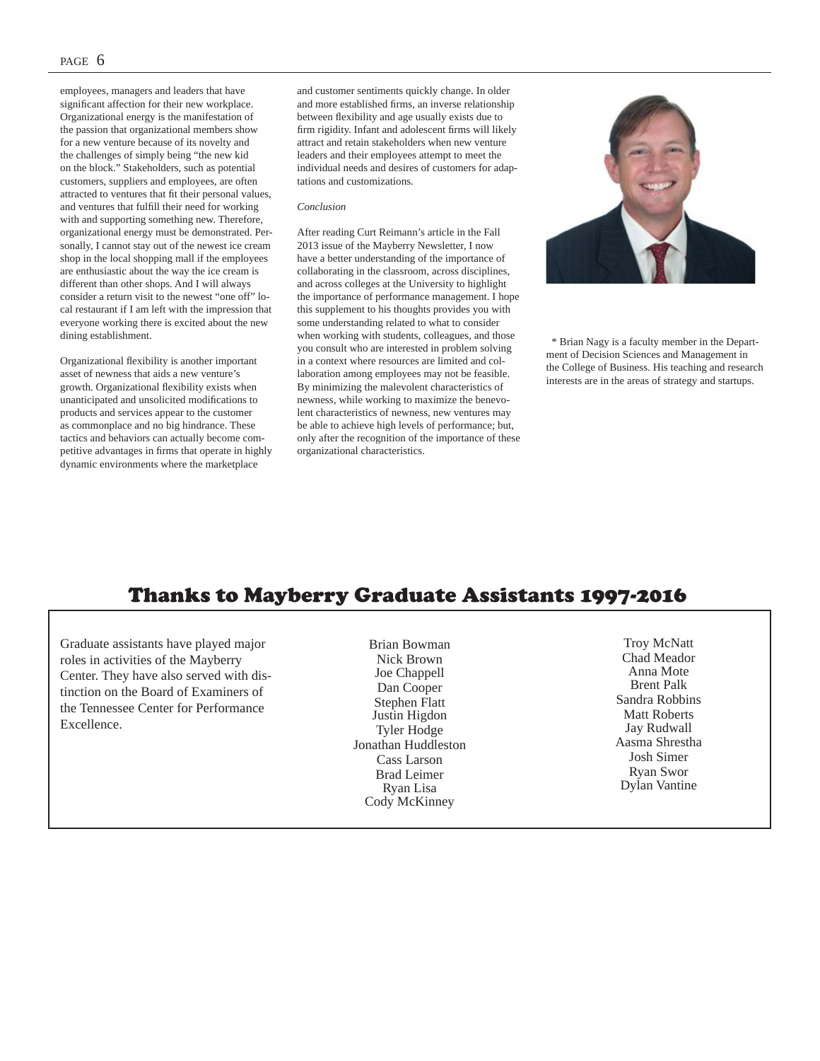employees, managers and leaders that have significant affection for their new workplace. Organizational energy is the manifestation of the passion that organizational members show for a new venture because of its novelty and the challenges of simply being "the new kid on the block." Stakeholders, such as potential customers, suppliers and employees, are often attracted to ventures that fit their personal values, and ventures that fulfill their need for working with and supporting something new. Therefore, organizational energy must be demonstrated. Personally, I cannot stay out of the newest ice cream shop in the local shopping mall if the employees are enthusiastic about the way the ice cream is different than other shops. And I will always consider a return visit to the newest "one off" local restaurant if I am left with the impression that everyone working there is excited about the new dining establishment.

Organizational flexibility is another important asset of newness that aids a new venture's growth. Organizational flexibility exists when unanticipated and unsolicited modifications to products and services appear to the customer as commonplace and no big hindrance. These tactics and behaviors can actually become competitive advantages in firms that operate in highly dynamic environments where the marketplace and customer sentiments quickly change. In older and more established firms, an inverse relationship between flexibility and age usually exists due to firm rigidity. Infant and adolescent firms will likely attract and retain stakeholders when new venture leaders and their employees attempt to meet the individual needs and desires of customers for adaptations and customizations.

*Conclusion*

After reading Curt Reimann's article in the Fall 2013 issue of the Mayberry Newsletter, I now have a better understanding of the importance of collaborating in the classroom, across disciplines, and across colleges at the University to highlight the importance of performance management. I hope this supplement to his thoughts provides you with some understanding related to what to consider when working with students, colleagues, and those you consult who are interested in problem solving in a context where resources are limited and collaboration among employees may not be feasible. By minimizing the malevolent characteristics of newness, while working to maximize the benevolent characteristics of newness, new ventures may be able to achieve high levels of performance; but, only after the recognition of the importance of these organizational characteristics.

* Brian Nagy is a faculty member in the Department of Decision Sciences and Management in the College of Business. His teaching and research interests are in the areas of strategy and startups.

## Thanks to Mayberry Graduate Assistants 1997-2016

Graduate assistants have played major roles in activities of the Mayberry Center. They have also served with distinction on the Board of Examiners of the Tennessee Center for Performance Excellence.

Brian Bowman
Nick Brown
Joe Chappell
Dan Cooper
Stephen Flatt
Justin Higdon
Tyler Hodge
Jonathan Huddleston
Cass Larson
Brad Leimer
Ryan Lisa
Cody McKinney

Troy McNatt
Chad Meador
Anna Mote
Brent Palk
Sandra Robbins
Matt Roberts
Jay Rudwall
Aasma Shrestha
Josh Simer
Ryan Swor
Dylan Vantine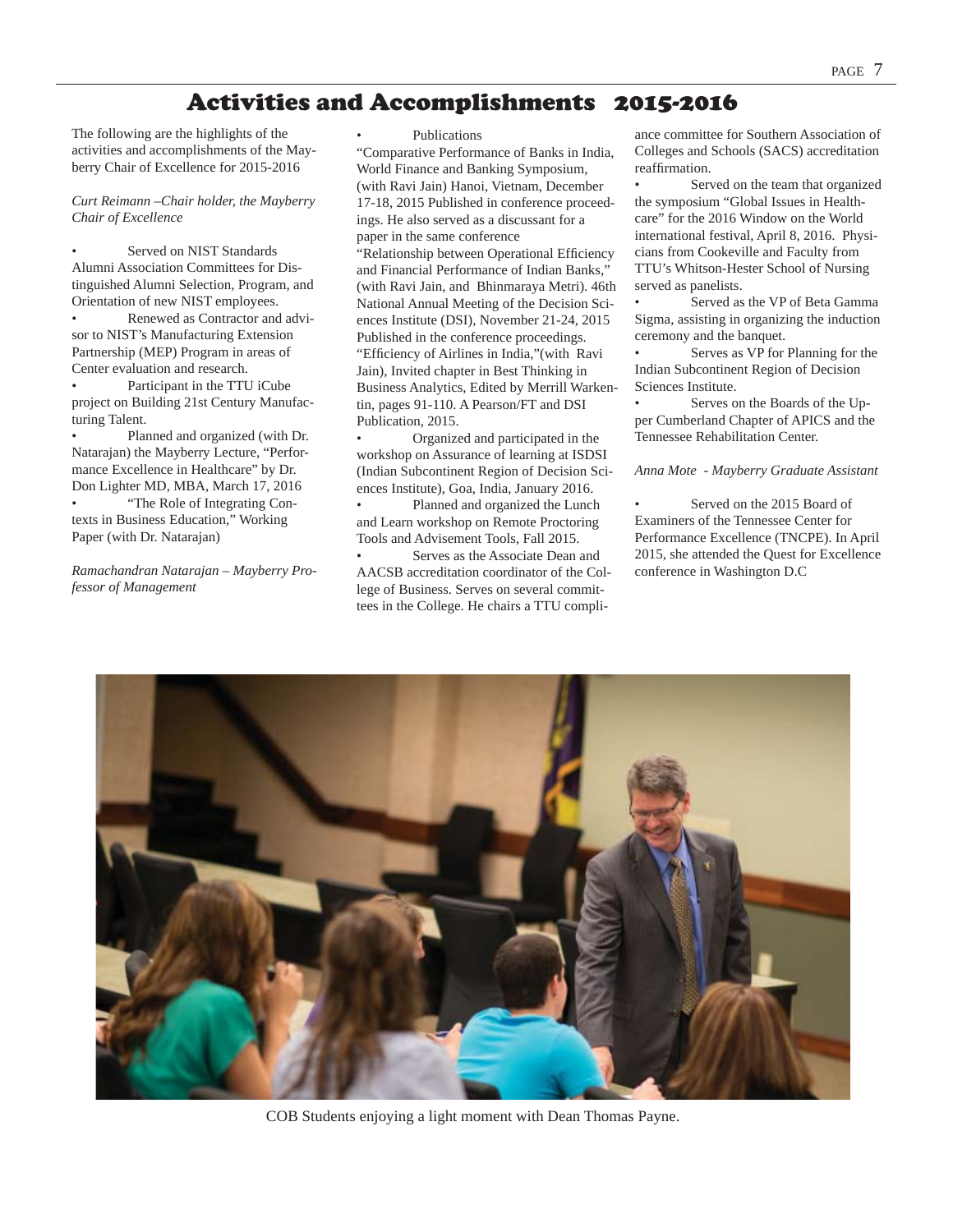# Activities and Accomplishments 2015-2016

The following are the highlights of the activities and accomplishments of the Mayberry Chair of Excellence for 2015-2016

*Curt Reimann –Chair holder, the Mayberry Chair of Excellence*

- Served on NIST Standards Alumni Association Committees for Distinguished Alumni Selection, Program, and Orientation of new NIST employees.
- Renewed as Contractor and advisor to NIST's Manufacturing Extension Partnership (MEP) Program in areas of Center evaluation and research.
- Participant in the TTU iCube project on Building 21st Century Manufacturing Talent.
- Planned and organized (with Dr. Natarajan) the Mayberry Lecture, "Performance Excellence in Healthcare" by Dr. Don Lighter MD, MBA, March 17, 2016
- "The Role of Integrating Contexts in Business Education," Working Paper (with Dr. Natarajan)

*Ramachandran Natarajan – Mayberry Professor of Management*

- Publications

"Comparative Performance of Banks in India, World Finance and Banking Symposium, (with Ravi Jain) Hanoi, Vietnam, December 17-18, 2015 Published in conference proceedings. He also served as a discussant for a paper in the same conference

"Relationship between Operational Efficiency and Financial Performance of Indian Banks," (with Ravi Jain, and Bhinmaraya Metri). 46th National Annual Meeting of the Decision Sciences Institute (DSI), November 21-24, 2015 Published in the conference proceedings.

"Efficiency of Airlines in India,"(with Ravi Jain), Invited chapter in Best Thinking in Business Analytics, Edited by Merrill Warkentin, pages 91-110. A Pearson/FT and DSI Publication, 2015.

- Organized and participated in the workshop on Assurance of learning at ISDSI (Indian Subcontinent Region of Decision Sciences Institute), Goa, India, January 2016.
- Planned and organized the Lunch and Learn workshop on Remote Proctoring Tools and Advisement Tools, Fall 2015.
- Serves as the Associate Dean and AACSB accreditation coordinator of the College of Business. Serves on several committees in the College. He chairs a TTU compliance committee for Southern Association of Colleges and Schools (SACS) accreditation reaffirmation.
- Served on the team that organized the symposium "Global Issues in Healthcare" for the 2016 Window on the World international festival, April 8, 2016. Physicians from Cookeville and Faculty from TTU's Whitson-Hester School of Nursing served as panelists.
- Served as the VP of Beta Gamma Sigma, assisting in organizing the induction ceremony and the banquet.
- Serves as VP for Planning for the Indian Subcontinent Region of Decision Sciences Institute.
- Serves on the Boards of the Upper Cumberland Chapter of APICS and the Tennessee Rehabilitation Center.

*Anna Mote - Mayberry Graduate Assistant*

- Served on the 2015 Board of Examiners of the Tennessee Center for Performance Excellence (TNCPE). In April 2015, she attended the Quest for Excellence conference in Washington D.C

COB Students enjoying a light moment with Dean Thomas Payne.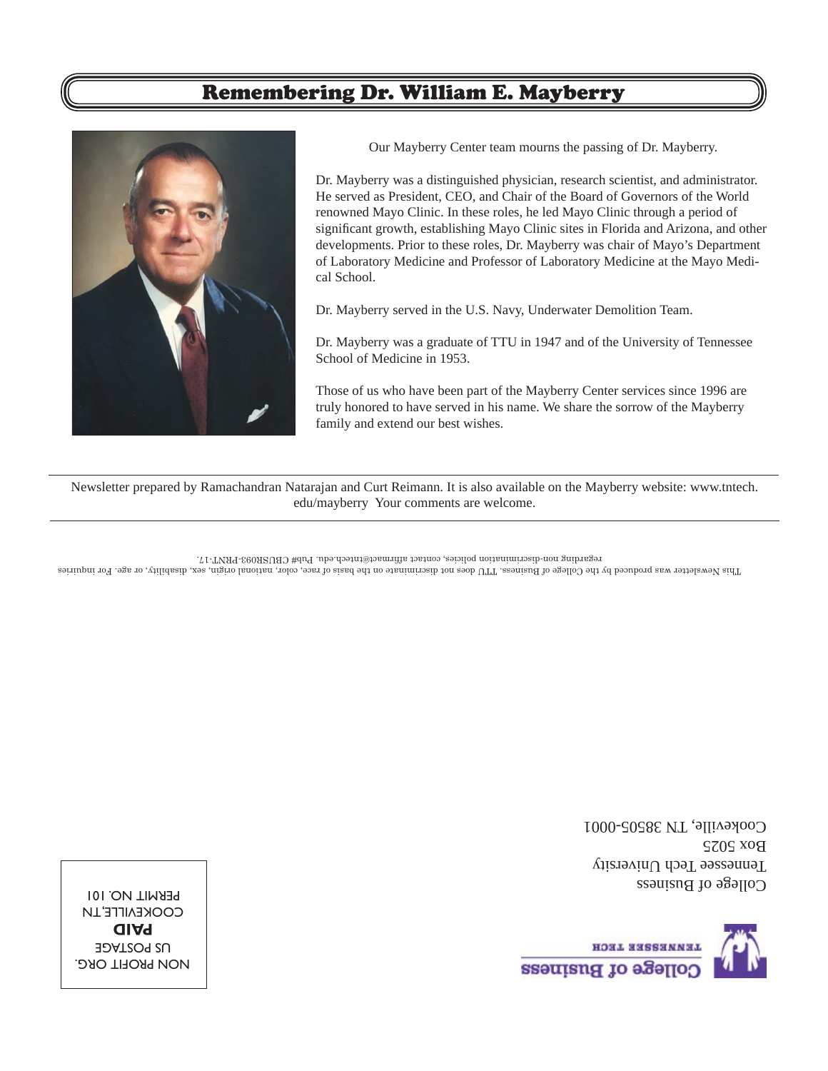## Remembering Dr. William E. Mayberry

Our Mayberry Center team mourns the passing of Dr. Mayberry.

Dr. Mayberry was a distinguished physician, research scientist, and administrator. He served as President, CEO, and Chair of the Board of Governors of the World renowned Mayo Clinic. In these roles, he led Mayo Clinic through a period of significant growth, establishing Mayo Clinic sites in Florida and Arizona, and other developments. Prior to these roles, Dr. Mayberry was chair of Mayo's Department of Laboratory Medicine and Professor of Laboratory Medicine at the Mayo Medical School.

Dr. Mayberry served in the U.S. Navy, Underwater Demolition Team.

Dr. Mayberry was a graduate of TTU in 1947 and of the University of Tennessee School of Medicine in 1953.

Those of us who have been part of the Mayberry Center services since 1996 are truly honored to have served in his name. We share the sorrow of the Mayberry family and extend our best wishes.

---

Newsletter prepared by Ramachandran Natarajan and Curt Reimann. It is also available on the Mayberry website: www.tntech.edu/mayberry Your comments are welcome.

---

This Newsletter was produced by the College of Business. TTU does not discriminate on the basis of race, color, national origin, sex, disability, or age. For inquiries regarding non-discrimination policies, contact affirmact@tntech.edu. Pub# CBUSR093-PRNT-17.

College of Business
TENNESSEE TECH

College of Business
Tennessee Tech University
Box 5025
Cookeville, TN 38505-0001

NON PROFIT ORG.
US POSTAGE
**PAID**
COOKEVILLE, TN
PERMIT NO. 101